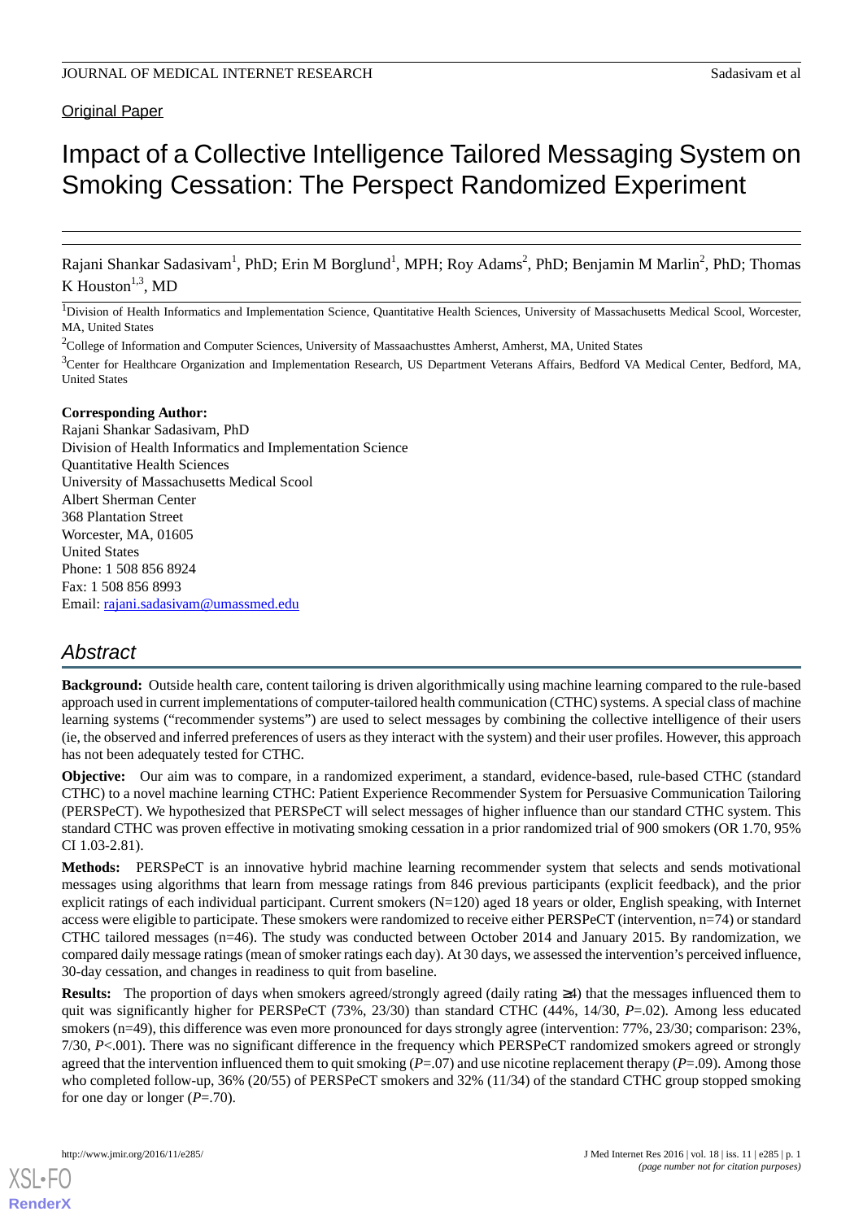Original Paper

# Impact of a Collective Intelligence Tailored Messaging System on Smoking Cessation: The Perspect Randomized Experiment

Rajani Shankar Sadasivam[1], PhD; Erin M Borglund[1], MPH; Roy Adams[2], PhD; Benjamin M Marlin[2], PhD; Thomas K Houston[1,3], MD

[1]Division of Health Informatics and Implementation Science, Quantitative Health Sciences, University of Massachusetts Medical Scool, Worcester, MA, United States

[2]College of Information and Computer Sciences, University of Massaachusttes Amherst, Amherst, MA, United States

[3]Center for Healthcare Organization and Implementation Research, US Department Veterans Affairs, Bedford VA Medical Center, Bedford, MA, United States

**Corresponding Author:**
Rajani Shankar Sadasivam, PhD
Division of Health Informatics and Implementation Science
Quantitative Health Sciences
University of Massachusetts Medical Scool
Albert Sherman Center
368 Plantation Street
Worcester, MA, 01605
United States
Phone: 1 508 856 8924
Fax: 1 508 856 8993
Email: rajani.sadasivam@umassmed.edu

## Abstract

**Background:** Outside health care, content tailoring is driven algorithmically using machine learning compared to the rule-based approach used in current implementations of computer-tailored health communication (CTHC) systems. A special class of machine learning systems ("recommender systems") are used to select messages by combining the collective intelligence of their users (ie, the observed and inferred preferences of users as they interact with the system) and their user profiles. However, this approach has not been adequately tested for CTHC.

**Objective:** Our aim was to compare, in a randomized experiment, a standard, evidence-based, rule-based CTHC (standard CTHC) to a novel machine learning CTHC: Patient Experience Recommender System for Persuasive Communication Tailoring (PERSPeCT). We hypothesized that PERSPeCT will select messages of higher influence than our standard CTHC system. This standard CTHC was proven effective in motivating smoking cessation in a prior randomized trial of 900 smokers (OR 1.70, 95% CI 1.03-2.81).

**Methods:** PERSPeCT is an innovative hybrid machine learning recommender system that selects and sends motivational messages using algorithms that learn from message ratings from 846 previous participants (explicit feedback), and the prior explicit ratings of each individual participant. Current smokers (N=120) aged 18 years or older, English speaking, with Internet access were eligible to participate. These smokers were randomized to receive either PERSPeCT (intervention, n=74) or standard CTHC tailored messages (n=46). The study was conducted between October 2014 and January 2015. By randomization, we compared daily message ratings (mean of smoker ratings each day). At 30 days, we assessed the intervention's perceived influence, 30-day cessation, and changes in readiness to quit from baseline.

**Results:** The proportion of days when smokers agreed/strongly agreed (daily rating ≥4) that the messages influenced them to quit was significantly higher for PERSPeCT (73%, 23/30) than standard CTHC (44%, 14/30, $P$=.02). Among less educated smokers (n=49), this difference was even more pronounced for days strongly agree (intervention: 77%, 23/30; comparison: 23%, 7/30, $P$<.001). There was no significant difference in the frequency which PERSPeCT randomized smokers agreed or strongly agreed that the intervention influenced them to quit smoking ($P$=.07) and use nicotine replacement therapy ($P$=.09). Among those who completed follow-up, 36% (20/55) of PERSPeCT smokers and 32% (11/34) of the standard CTHC group stopped smoking for one day or longer ($P$=.70).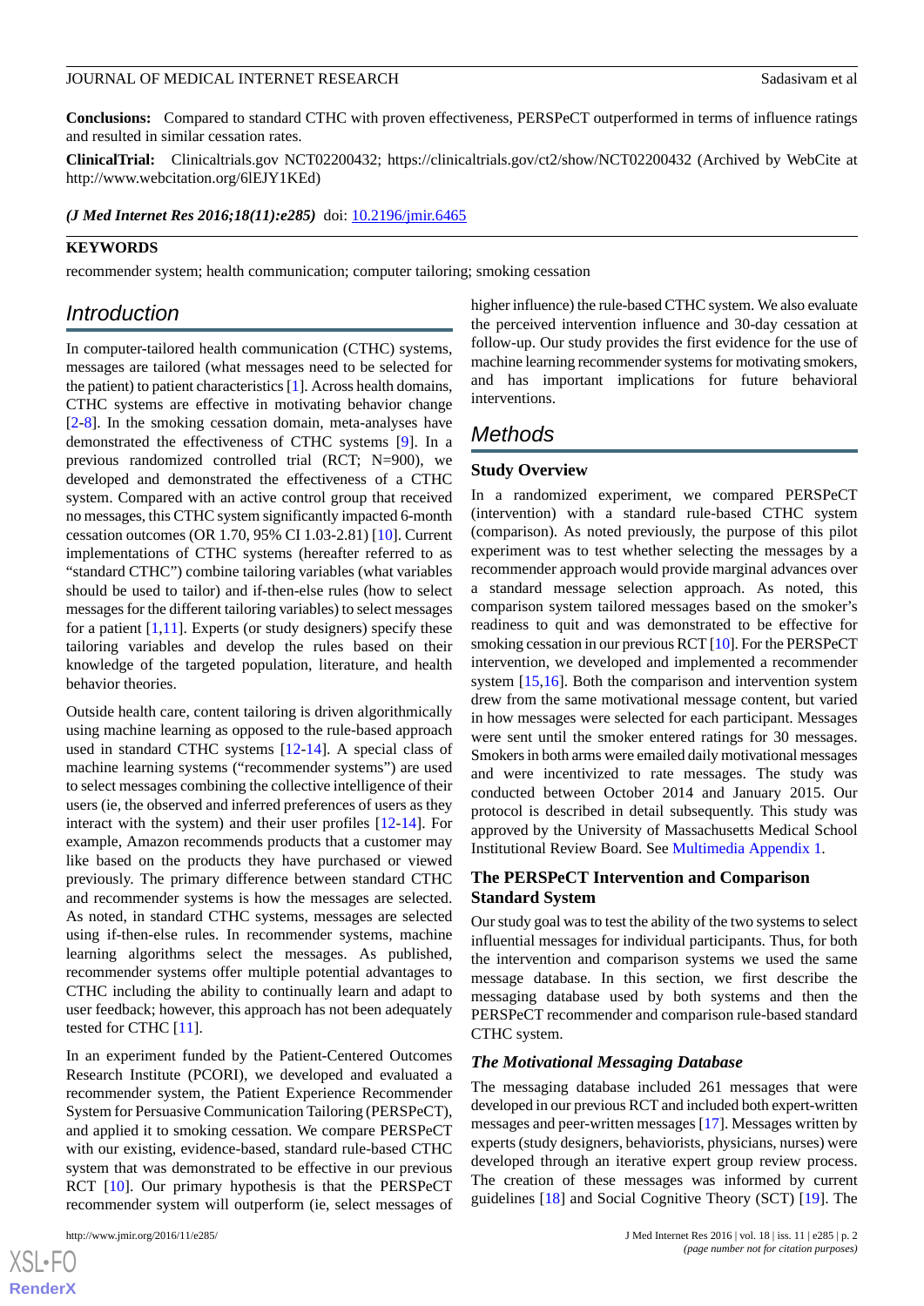**Conclusions:** Compared to standard CTHC with proven effectiveness, PERSPeCT outperformed in terms of influence ratings and resulted in similar cessation rates.

**ClinicalTrial:** Clinicaltrials.gov NCT02200432; https://clinicaltrials.gov/ct2/show/NCT02200432 (Archived by WebCite at http://www.webcitation.org/6lEJY1KEd)

*(J Med Internet Res 2016;18(11):e285)* doi: 10.2196/jmir.6465

**KEYWORDS**

recommender system; health communication; computer tailoring; smoking cessation

## Introduction

In computer-tailored health communication (CTHC) systems, messages are tailored (what messages need to be selected for the patient) to patient characteristics [1]. Across health domains, CTHC systems are effective in motivating behavior change [2-8]. In the smoking cessation domain, meta-analyses have demonstrated the effectiveness of CTHC systems [9]. In a previous randomized controlled trial (RCT; N=900), we developed and demonstrated the effectiveness of a CTHC system. Compared with an active control group that received no messages, this CTHC system significantly impacted 6-month cessation outcomes (OR 1.70, 95% CI 1.03-2.81) [10]. Current implementations of CTHC systems (hereafter referred to as "standard CTHC") combine tailoring variables (what variables should be used to tailor) and if-then-else rules (how to select messages for the different tailoring variables) to select messages for a patient [1,11]. Experts (or study designers) specify these tailoring variables and develop the rules based on their knowledge of the targeted population, literature, and health behavior theories.

Outside health care, content tailoring is driven algorithmically using machine learning as opposed to the rule-based approach used in standard CTHC systems [12-14]. A special class of machine learning systems ("recommender systems") are used to select messages combining the collective intelligence of their users (ie, the observed and inferred preferences of users as they interact with the system) and their user profiles [12-14]. For example, Amazon recommends products that a customer may like based on the products they have purchased or viewed previously. The primary difference between standard CTHC and recommender systems is how the messages are selected. As noted, in standard CTHC systems, messages are selected using if-then-else rules. In recommender systems, machine learning algorithms select the messages. As published, recommender systems offer multiple potential advantages to CTHC including the ability to continually learn and adapt to user feedback; however, this approach has not been adequately tested for CTHC [11].

In an experiment funded by the Patient-Centered Outcomes Research Institute (PCORI), we developed and evaluated a recommender system, the Patient Experience Recommender System for Persuasive Communication Tailoring (PERSPeCT), and applied it to smoking cessation. We compare PERSPeCT with our existing, evidence-based, standard rule-based CTHC system that was demonstrated to be effective in our previous RCT [10]. Our primary hypothesis is that the PERSPeCT recommender system will outperform (ie, select messages of higher influence) the rule-based CTHC system. We also evaluate the perceived intervention influence and 30-day cessation at follow-up. Our study provides the first evidence for the use of machine learning recommender systems for motivating smokers, and has important implications for future behavioral interventions.

## Methods

### Study Overview

In a randomized experiment, we compared PERSPeCT (intervention) with a standard rule-based CTHC system (comparison). As noted previously, the purpose of this pilot experiment was to test whether selecting the messages by a recommender approach would provide marginal advances over a standard message selection approach. As noted, this comparison system tailored messages based on the smoker's readiness to quit and was demonstrated to be effective for smoking cessation in our previous RCT [10]. For the PERSPeCT intervention, we developed and implemented a recommender system [15,16]. Both the comparison and intervention system drew from the same motivational message content, but varied in how messages were selected for each participant. Messages were sent until the smoker entered ratings for 30 messages. Smokers in both arms were emailed daily motivational messages and were incentivized to rate messages. The study was conducted between October 2014 and January 2015. Our protocol is described in detail subsequently. This study was approved by the University of Massachusetts Medical School Institutional Review Board. See Multimedia Appendix 1.

### The PERSPeCT Intervention and Comparison Standard System

Our study goal was to test the ability of the two systems to select influential messages for individual participants. Thus, for both the intervention and comparison systems we used the same message database. In this section, we first describe the messaging database used by both systems and then the PERSPeCT recommender and comparison rule-based standard CTHC system.

#### The Motivational Messaging Database

The messaging database included 261 messages that were developed in our previous RCT and included both expert-written messages and peer-written messages [17]. Messages written by experts (study designers, behaviorists, physicians, nurses) were developed through an iterative expert group review process. The creation of these messages was informed by current guidelines [18] and Social Cognitive Theory (SCT) [19]. The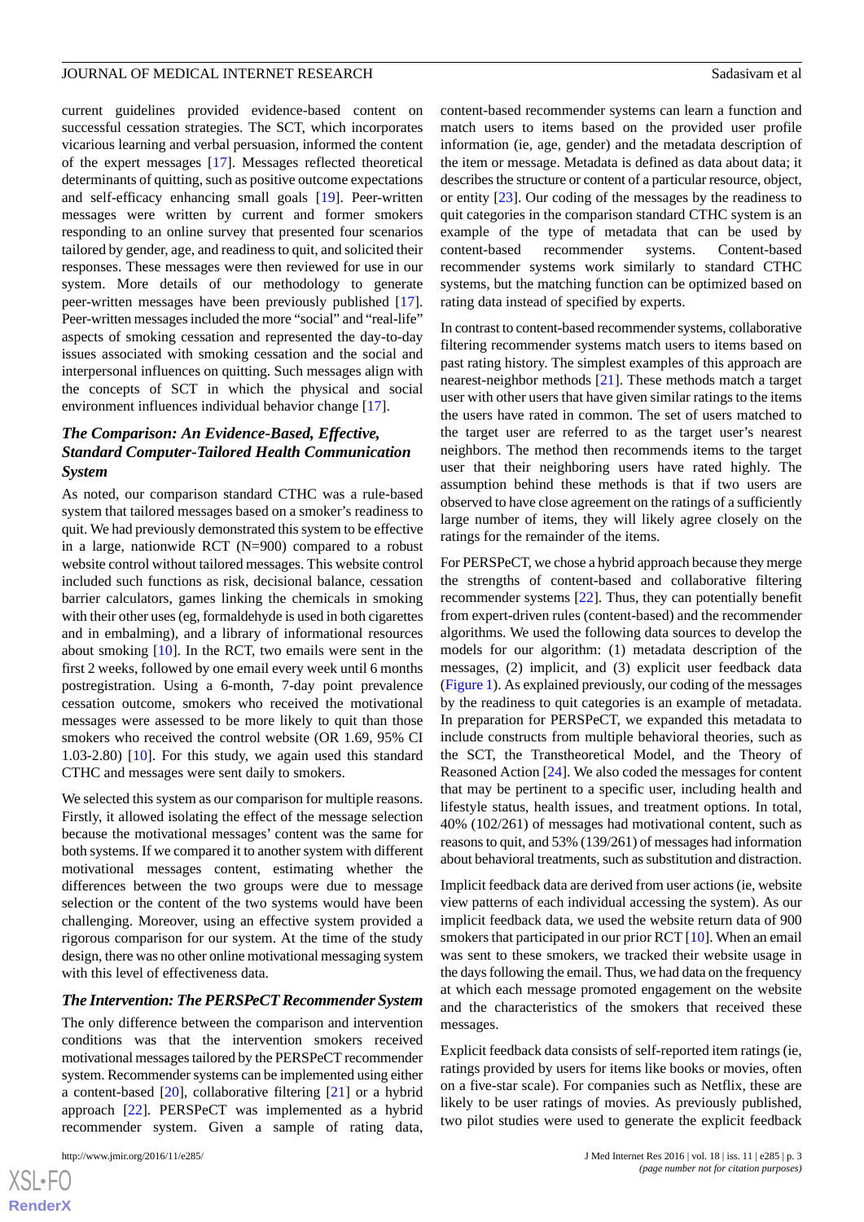current guidelines provided evidence-based content on successful cessation strategies. The SCT, which incorporates vicarious learning and verbal persuasion, informed the content of the expert messages [17]. Messages reflected theoretical determinants of quitting, such as positive outcome expectations and self-efficacy enhancing small goals [19]. Peer-written messages were written by current and former smokers responding to an online survey that presented four scenarios tailored by gender, age, and readiness to quit, and solicited their responses. These messages were then reviewed for use in our system. More details of our methodology to generate peer-written messages have been previously published [17]. Peer-written messages included the more "social" and "real-life" aspects of smoking cessation and represented the day-to-day issues associated with smoking cessation and the social and interpersonal influences on quitting. Such messages align with the concepts of SCT in which the physical and social environment influences individual behavior change [17].

### *The Comparison: An Evidence-Based, Effective, Standard Computer-Tailored Health Communication System*

As noted, our comparison standard CTHC was a rule-based system that tailored messages based on a smoker's readiness to quit. We had previously demonstrated this system to be effective in a large, nationwide RCT (N=900) compared to a robust website control without tailored messages. This website control included such functions as risk, decisional balance, cessation barrier calculators, games linking the chemicals in smoking with their other uses (eg, formaldehyde is used in both cigarettes and in embalming), and a library of informational resources about smoking [10]. In the RCT, two emails were sent in the first 2 weeks, followed by one email every week until 6 months postregistration. Using a 6-month, 7-day point prevalence cessation outcome, smokers who received the motivational messages were assessed to be more likely to quit than those smokers who received the control website (OR 1.69, 95% CI 1.03-2.80) [10]. For this study, we again used this standard CTHC and messages were sent daily to smokers.

We selected this system as our comparison for multiple reasons. Firstly, it allowed isolating the effect of the message selection because the motivational messages' content was the same for both systems. If we compared it to another system with different motivational messages content, estimating whether the differences between the two groups were due to message selection or the content of the two systems would have been challenging. Moreover, using an effective system provided a rigorous comparison for our system. At the time of the study design, there was no other online motivational messaging system with this level of effectiveness data.

### *The Intervention: The PERSPeCT Recommender System*

The only difference between the comparison and intervention conditions was that the intervention smokers received motivational messages tailored by the PERSPeCT recommender system. Recommender systems can be implemented using either a content-based [20], collaborative filtering [21] or a hybrid approach [22]. PERSPeCT was implemented as a hybrid recommender system. Given a sample of rating data, content-based recommender systems can learn a function and match users to items based on the provided user profile information (ie, age, gender) and the metadata description of the item or message. Metadata is defined as data about data; it describes the structure or content of a particular resource, object, or entity [23]. Our coding of the messages by the readiness to quit categories in the comparison standard CTHC system is an example of the type of metadata that can be used by content-based recommender systems. Content-based recommender systems work similarly to standard CTHC systems, but the matching function can be optimized based on rating data instead of specified by experts.

In contrast to content-based recommender systems, collaborative filtering recommender systems match users to items based on past rating history. The simplest examples of this approach are nearest-neighbor methods [21]. These methods match a target user with other users that have given similar ratings to the items the users have rated in common. The set of users matched to the target user are referred to as the target user's nearest neighbors. The method then recommends items to the target user that their neighboring users have rated highly. The assumption behind these methods is that if two users are observed to have close agreement on the ratings of a sufficiently large number of items, they will likely agree closely on the ratings for the remainder of the items.

For PERSPeCT, we chose a hybrid approach because they merge the strengths of content-based and collaborative filtering recommender systems [22]. Thus, they can potentially benefit from expert-driven rules (content-based) and the recommender algorithms. We used the following data sources to develop the models for our algorithm: (1) metadata description of the messages, (2) implicit, and (3) explicit user feedback data (Figure 1). As explained previously, our coding of the messages by the readiness to quit categories is an example of metadata. In preparation for PERSPeCT, we expanded this metadata to include constructs from multiple behavioral theories, such as the SCT, the Transtheoretical Model, and the Theory of Reasoned Action [24]. We also coded the messages for content that may be pertinent to a specific user, including health and lifestyle status, health issues, and treatment options. In total, 40% (102/261) of messages had motivational content, such as reasons to quit, and 53% (139/261) of messages had information about behavioral treatments, such as substitution and distraction.

Implicit feedback data are derived from user actions (ie, website view patterns of each individual accessing the system). As our implicit feedback data, we used the website return data of 900 smokers that participated in our prior RCT [10]. When an email was sent to these smokers, we tracked their website usage in the days following the email. Thus, we had data on the frequency at which each message promoted engagement on the website and the characteristics of the smokers that received these messages.

Explicit feedback data consists of self-reported item ratings (ie, ratings provided by users for items like books or movies, often on a five-star scale). For companies such as Netflix, these are likely to be user ratings of movies. As previously published, two pilot studies were used to generate the explicit feedback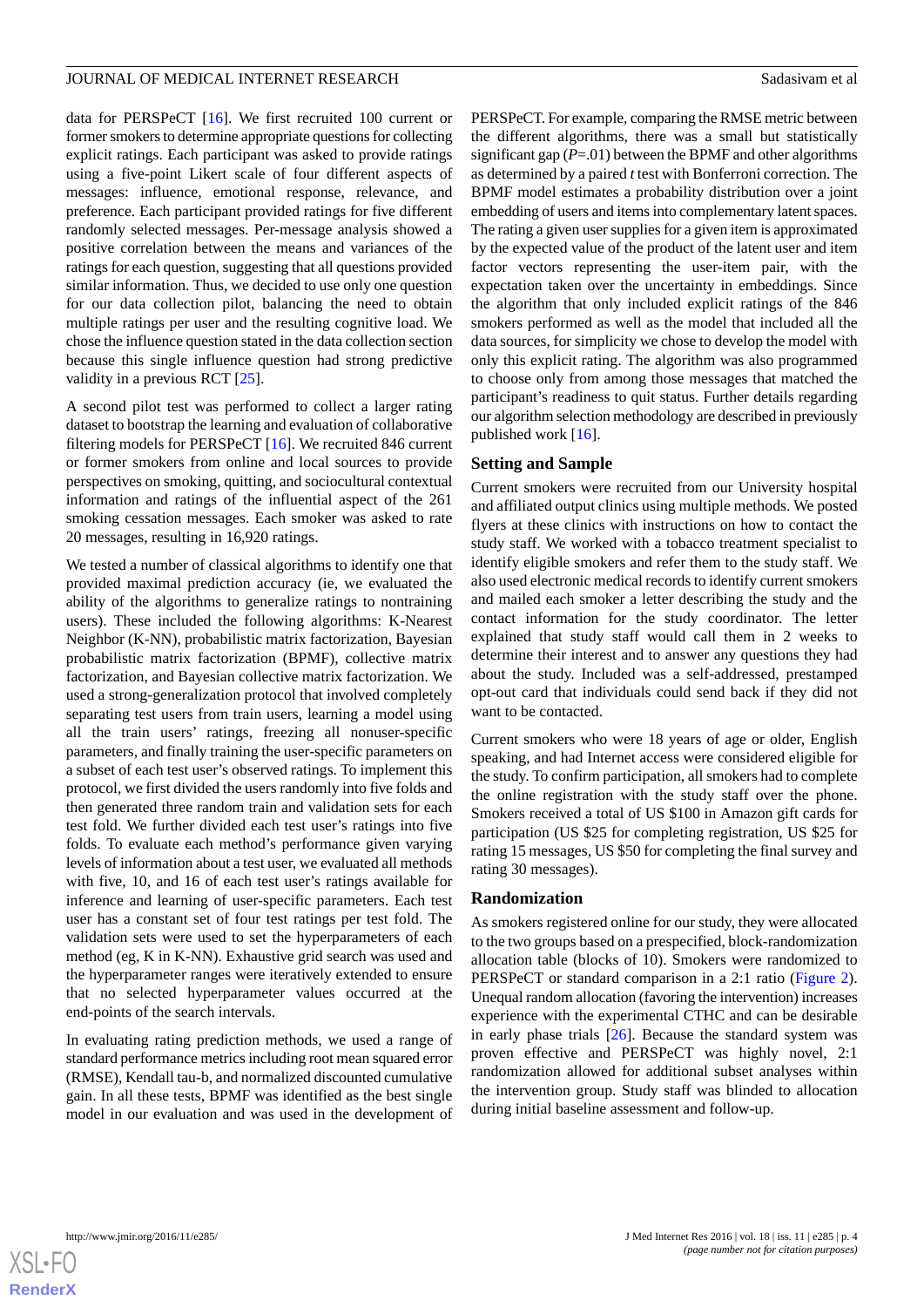data for PERSPeCT [16]. We first recruited 100 current or former smokers to determine appropriate questions for collecting explicit ratings. Each participant was asked to provide ratings using a five-point Likert scale of four different aspects of messages: influence, emotional response, relevance, and preference. Each participant provided ratings for five different randomly selected messages. Per-message analysis showed a positive correlation between the means and variances of the ratings for each question, suggesting that all questions provided similar information. Thus, we decided to use only one question for our data collection pilot, balancing the need to obtain multiple ratings per user and the resulting cognitive load. We chose the influence question stated in the data collection section because this single influence question had strong predictive validity in a previous RCT [25].

A second pilot test was performed to collect a larger rating dataset to bootstrap the learning and evaluation of collaborative filtering models for PERSPeCT [16]. We recruited 846 current or former smokers from online and local sources to provide perspectives on smoking, quitting, and sociocultural contextual information and ratings of the influential aspect of the 261 smoking cessation messages. Each smoker was asked to rate 20 messages, resulting in 16,920 ratings.

We tested a number of classical algorithms to identify one that provided maximal prediction accuracy (ie, we evaluated the ability of the algorithms to generalize ratings to nontraining users). These included the following algorithms: K-Nearest Neighbor (K-NN), probabilistic matrix factorization, Bayesian probabilistic matrix factorization (BPMF), collective matrix factorization, and Bayesian collective matrix factorization. We used a strong-generalization protocol that involved completely separating test users from train users, learning a model using all the train users' ratings, freezing all nonuser-specific parameters, and finally training the user-specific parameters on a subset of each test user's observed ratings. To implement this protocol, we first divided the users randomly into five folds and then generated three random train and validation sets for each test fold. We further divided each test user's ratings into five folds. To evaluate each method's performance given varying levels of information about a test user, we evaluated all methods with five, 10, and 16 of each test user's ratings available for inference and learning of user-specific parameters. Each test user has a constant set of four test ratings per test fold. The validation sets were used to set the hyperparameters of each method (eg, K in K-NN). Exhaustive grid search was used and the hyperparameter ranges were iteratively extended to ensure that no selected hyperparameter values occurred at the end-points of the search intervals.

In evaluating rating prediction methods, we used a range of standard performance metrics including root mean squared error (RMSE), Kendall tau-b, and normalized discounted cumulative gain. In all these tests, BPMF was identified as the best single model in our evaluation and was used in the development of PERSPeCT. For example, comparing the RMSE metric between the different algorithms, there was a small but statistically significant gap ($P$=.01) between the BPMF and other algorithms as determined by a paired $t$ test with Bonferroni correction. The BPMF model estimates a probability distribution over a joint embedding of users and items into complementary latent spaces. The rating a given user supplies for a given item is approximated by the expected value of the product of the latent user and item factor vectors representing the user-item pair, with the expectation taken over the uncertainty in embeddings. Since the algorithm that only included explicit ratings of the 846 smokers performed as well as the model that included all the data sources, for simplicity we chose to develop the model with only this explicit rating. The algorithm was also programmed to choose only from among those messages that matched the participant's readiness to quit status. Further details regarding our algorithm selection methodology are described in previously published work [16].

### Setting and Sample

Current smokers were recruited from our University hospital and affiliated output clinics using multiple methods. We posted flyers at these clinics with instructions on how to contact the study staff. We worked with a tobacco treatment specialist to identify eligible smokers and refer them to the study staff. We also used electronic medical records to identify current smokers and mailed each smoker a letter describing the study and the contact information for the study coordinator. The letter explained that study staff would call them in 2 weeks to determine their interest and to answer any questions they had about the study. Included was a self-addressed, prestamped opt-out card that individuals could send back if they did not want to be contacted.

Current smokers who were 18 years of age or older, English speaking, and had Internet access were considered eligible for the study. To confirm participation, all smokers had to complete the online registration with the study staff over the phone. Smokers received a total of US $100 in Amazon gift cards for participation (US $25 for completing registration, US $25 for rating 15 messages, US $50 for completing the final survey and rating 30 messages).

### Randomization

As smokers registered online for our study, they were allocated to the two groups based on a prespecified, block-randomization allocation table (blocks of 10). Smokers were randomized to PERSPeCT or standard comparison in a 2:1 ratio (Figure 2). Unequal random allocation (favoring the intervention) increases experience with the experimental CTHC and can be desirable in early phase trials [26]. Because the standard system was proven effective and PERSPeCT was highly novel, 2:1 randomization allowed for additional subset analyses within the intervention group. Study staff was blinded to allocation during initial baseline assessment and follow-up.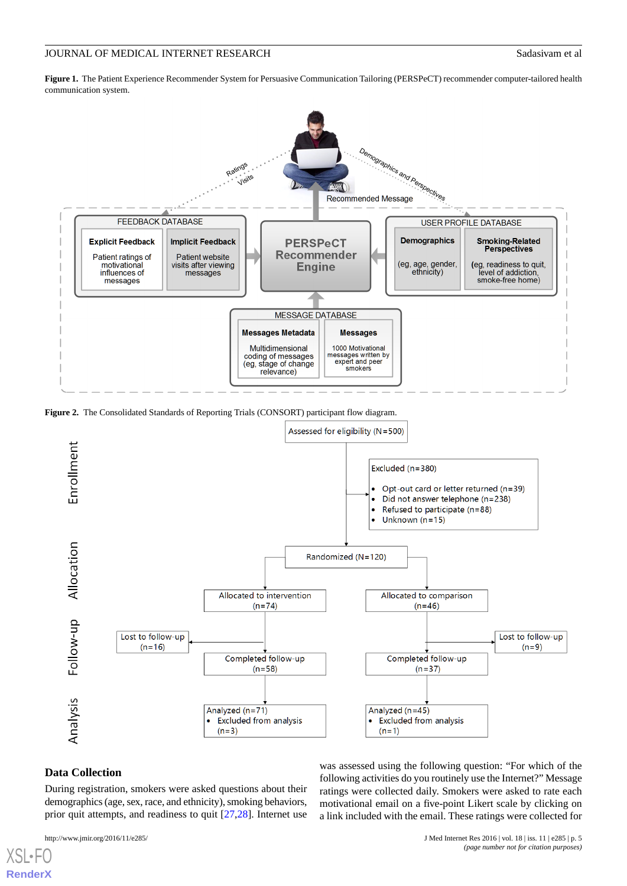**Figure 1.** The Patient Experience Recommender System for Persuasive Communication Tailoring (PERSPeCT) recommender computer-tailored health communication system.

**Figure 2.** The Consolidated Standards of Reporting Trials (CONSORT) participant flow diagram.

## Data Collection

During registration, smokers were asked questions about their demographics (age, sex, race, and ethnicity), smoking behaviors, prior quit attempts, and readiness to quit [27,28]. Internet use was assessed using the following question: "For which of the following activities do you routinely use the Internet?" Message ratings were collected daily. Smokers were asked to rate each motivational email on a five-point Likert scale by clicking on a link included with the email. These ratings were collected for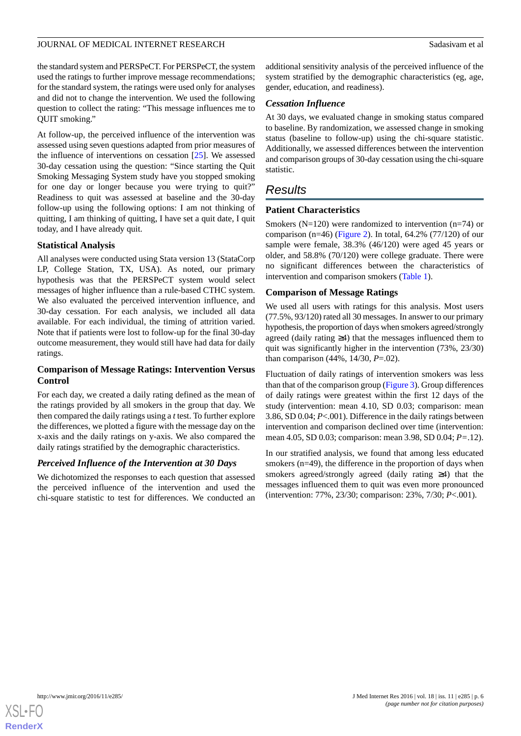the standard system and PERSPeCT. For PERSPeCT, the system used the ratings to further improve message recommendations; for the standard system, the ratings were used only for analyses and did not to change the intervention. We used the following question to collect the rating: "This message influences me to QUIT smoking."

At follow-up, the perceived influence of the intervention was assessed using seven questions adapted from prior measures of the influence of interventions on cessation [25]. We assessed 30-day cessation using the question: "Since starting the Quit Smoking Messaging System study have you stopped smoking for one day or longer because you were trying to quit?" Readiness to quit was assessed at baseline and the 30-day follow-up using the following options: I am not thinking of quitting, I am thinking of quitting, I have set a quit date, I quit today, and I have already quit.

### Statistical Analysis

All analyses were conducted using Stata version 13 (StataCorp LP, College Station, TX, USA). As noted, our primary hypothesis was that the PERSPeCT system would select messages of higher influence than a rule-based CTHC system. We also evaluated the perceived intervention influence, and 30-day cessation. For each analysis, we included all data available. For each individual, the timing of attrition varied. Note that if patients were lost to follow-up for the final 30-day outcome measurement, they would still have had data for daily ratings.

### Comparison of Message Ratings: Intervention Versus Control

For each day, we created a daily rating defined as the mean of the ratings provided by all smokers in the group that day. We then compared the daily ratings using a *t* test. To further explore the differences, we plotted a figure with the message day on the x-axis and the daily ratings on y-axis. We also compared the daily ratings stratified by the demographic characteristics.

#### *Perceived Influence of the Intervention at 30 Days*

We dichotomized the responses to each question that assessed the perceived influence of the intervention and used the chi-square statistic to test for differences. We conducted an additional sensitivity analysis of the perceived influence of the system stratified by the demographic characteristics (eg, age, gender, education, and readiness).

#### *Cessation Influence*

At 30 days, we evaluated change in smoking status compared to baseline. By randomization, we assessed change in smoking status (baseline to follow-up) using the chi-square statistic. Additionally, we assessed differences between the intervention and comparison groups of 30-day cessation using the chi-square statistic.

## Results

### Patient Characteristics

Smokers (N=120) were randomized to intervention (n=74) or comparison (n=46) (Figure 2). In total, 64.2% (77/120) of our sample were female, 38.3% (46/120) were aged 45 years or older, and 58.8% (70/120) were college graduate. There were no significant differences between the characteristics of intervention and comparison smokers (Table 1).

### Comparison of Message Ratings

We used all users with ratings for this analysis. Most users (77.5%, 93/120) rated all 30 messages. In answer to our primary hypothesis, the proportion of days when smokers agreed/strongly agreed (daily rating ≥4) that the messages influenced them to quit was significantly higher in the intervention (73%, 23/30) than comparison (44%, 14/30, *P*=.02).

Fluctuation of daily ratings of intervention smokers was less than that of the comparison group (Figure 3). Group differences of daily ratings were greatest within the first 12 days of the study (intervention: mean 4.10, SD 0.03; comparison: mean 3.86, SD 0.04; *P*<.001). Difference in the daily ratings between intervention and comparison declined over time (intervention: mean 4.05, SD 0.03; comparison: mean 3.98, SD 0.04; *P*=.12).

In our stratified analysis, we found that among less educated smokers (n=49), the difference in the proportion of days when smokers agreed/strongly agreed (daily rating ≥4) that the messages influenced them to quit was even more pronounced (intervention: 77%, 23/30; comparison: 23%, 7/30; *P*<.001).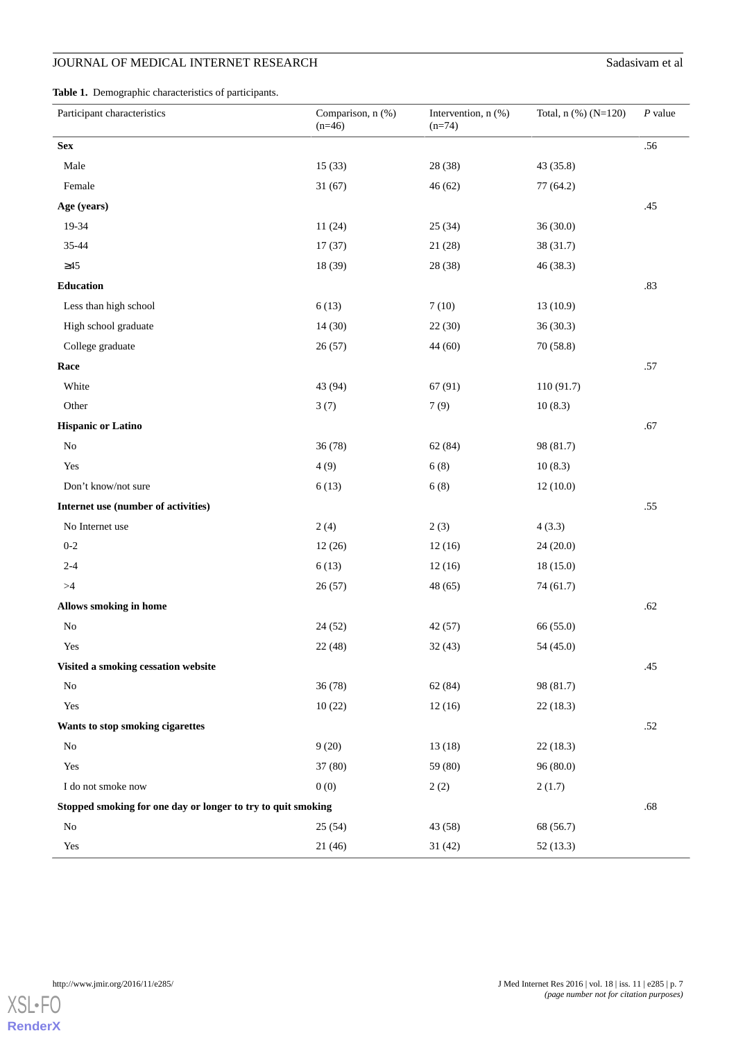**Table 1.** Demographic characteristics of participants.

| Participant characteristics | Comparison, n (%) (n=46) | Intervention, n (%) (n=74) | Total, n (%) (N=120) | *P* value |
|---|---|---|---|---|
| **Sex** | | | | .56 |
| Male | 15 (33) | 28 (38) | 43 (35.8) | |
| Female | 31 (67) | 46 (62) | 77 (64.2) | |
| **Age (years)** | | | | .45 |
| 19-34 | 11 (24) | 25 (34) | 36 (30.0) | |
| 35-44 | 17 (37) | 21 (28) | 38 (31.7) | |
| ≥45 | 18 (39) | 28 (38) | 46 (38.3) | |
| **Education** | | | | .83 |
| Less than high school | 6 (13) | 7 (10) | 13 (10.9) | |
| High school graduate | 14 (30) | 22 (30) | 36 (30.3) | |
| College graduate | 26 (57) | 44 (60) | 70 (58.8) | |
| **Race** | | | | .57 |
| White | 43 (94) | 67 (91) | 110 (91.7) | |
| Other | 3 (7) | 7 (9) | 10 (8.3) | |
| **Hispanic or Latino** | | | | .67 |
| No | 36 (78) | 62 (84) | 98 (81.7) | |
| Yes | 4 (9) | 6 (8) | 10 (8.3) | |
| Don't know/not sure | 6 (13) | 6 (8) | 12 (10.0) | |
| **Internet use (number of activities)** | | | | .55 |
| No Internet use | 2 (4) | 2 (3) | 4 (3.3) | |
| 0-2 | 12 (26) | 12 (16) | 24 (20.0) | |
| 2-4 | 6 (13) | 12 (16) | 18 (15.0) | |
| >4 | 26 (57) | 48 (65) | 74 (61.7) | |
| **Allows smoking in home** | | | | .62 |
| No | 24 (52) | 42 (57) | 66 (55.0) | |
| Yes | 22 (48) | 32 (43) | 54 (45.0) | |
| **Visited a smoking cessation website** | | | | .45 |
| No | 36 (78) | 62 (84) | 98 (81.7) | |
| Yes | 10 (22) | 12 (16) | 22 (18.3) | |
| **Wants to stop smoking cigarettes** | | | | .52 |
| No | 9 (20) | 13 (18) | 22 (18.3) | |
| Yes | 37 (80) | 59 (80) | 96 (80.0) | |
| I do not smoke now | 0 (0) | 2 (2) | 2 (1.7) | |
| **Stopped smoking for one day or longer to try to quit smoking** | | | | .68 |
| No | 25 (54) | 43 (58) | 68 (56.7) | |
| Yes | 21 (46) | 31 (42) | 52 (13.3) | |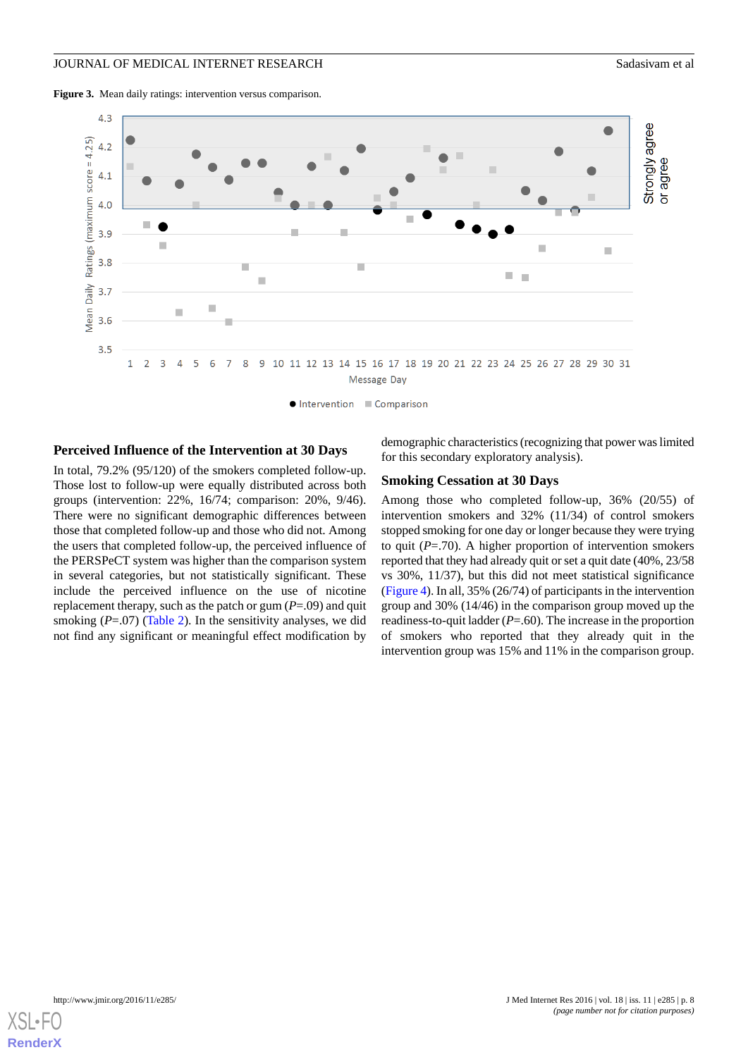**Figure 3.** Mean daily ratings: intervention versus comparison.

## Perceived Influence of the Intervention at 30 Days

In total, 79.2% (95/120) of the smokers completed follow-up. Those lost to follow-up were equally distributed across both groups (intervention: 22%, 16/74; comparison: 20%, 9/46). There were no significant demographic differences between those that completed follow-up and those who did not. Among the users that completed follow-up, the perceived influence of the PERSPeCT system was higher than the comparison system in several categories, but not statistically significant. These include the perceived influence on the use of nicotine replacement therapy, such as the patch or gum (*P*=.09) and quit smoking (*P*=.07) (Table 2). In the sensitivity analyses, we did not find any significant or meaningful effect modification by demographic characteristics (recognizing that power was limited for this secondary exploratory analysis).

## Smoking Cessation at 30 Days

Among those who completed follow-up, 36% (20/55) of intervention smokers and 32% (11/34) of control smokers stopped smoking for one day or longer because they were trying to quit (*P*=.70). A higher proportion of intervention smokers reported that they had already quit or set a quit date (40%, 23/58 vs 30%, 11/37), but this did not meet statistical significance (Figure 4). In all, 35% (26/74) of participants in the intervention group and 30% (14/46) in the comparison group moved up the readiness-to-quit ladder (*P*=.60). The increase in the proportion of smokers who reported that they already quit in the intervention group was 15% and 11% in the comparison group.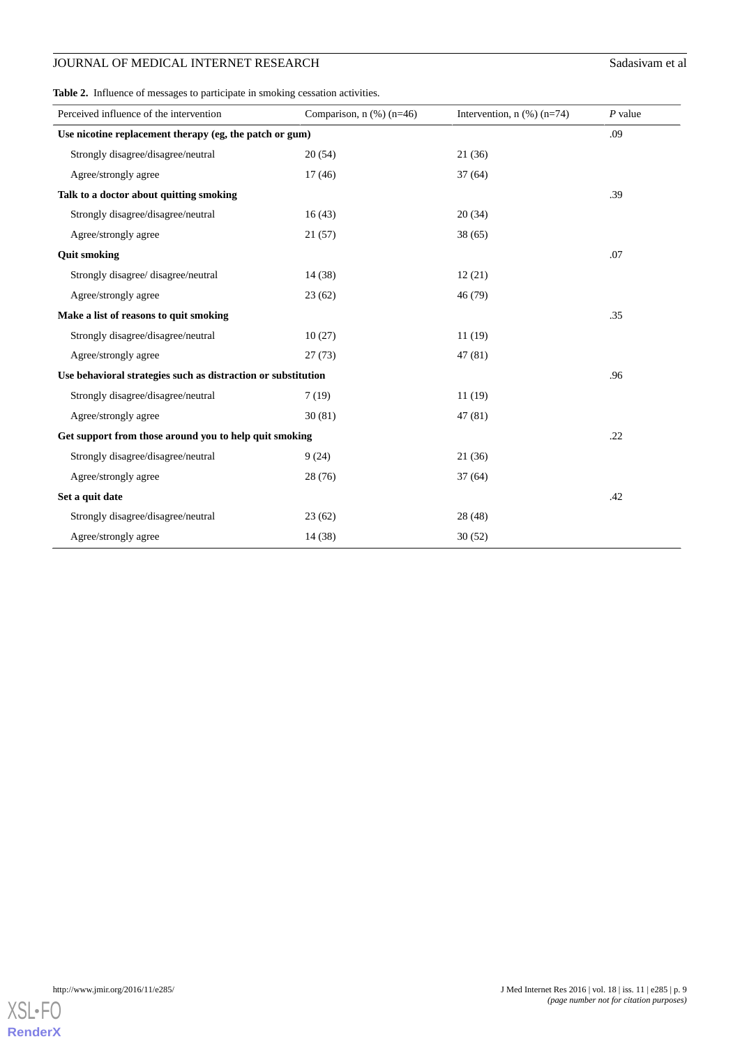**Table 2.** Influence of messages to participate in smoking cessation activities.

| Perceived influence of the intervention | Comparison, n (%) (n=46) | Intervention, n (%) (n=74) | *P* value |
|---|---|---|---|
| **Use nicotine replacement therapy (eg, the patch or gum)** | | | .09 |
| Strongly disagree/disagree/neutral | 20 (54) | 21 (36) | |
| Agree/strongly agree | 17 (46) | 37 (64) | |
| **Talk to a doctor about quitting smoking** | | | .39 |
| Strongly disagree/disagree/neutral | 16 (43) | 20 (34) | |
| Agree/strongly agree | 21 (57) | 38 (65) | |
| **Quit smoking** | | | .07 |
| Strongly disagree/ disagree/neutral | 14 (38) | 12 (21) | |
| Agree/strongly agree | 23 (62) | 46 (79) | |
| **Make a list of reasons to quit smoking** | | | .35 |
| Strongly disagree/disagree/neutral | 10 (27) | 11 (19) | |
| Agree/strongly agree | 27 (73) | 47 (81) | |
| **Use behavioral strategies such as distraction or substitution** | | | .96 |
| Strongly disagree/disagree/neutral | 7 (19) | 11 (19) | |
| Agree/strongly agree | 30 (81) | 47 (81) | |
| **Get support from those around you to help quit smoking** | | | .22 |
| Strongly disagree/disagree/neutral | 9 (24) | 21 (36) | |
| Agree/strongly agree | 28 (76) | 37 (64) | |
| **Set a quit date** | | | .42 |
| Strongly disagree/disagree/neutral | 23 (62) | 28 (48) | |
| Agree/strongly agree | 14 (38) | 30 (52) | |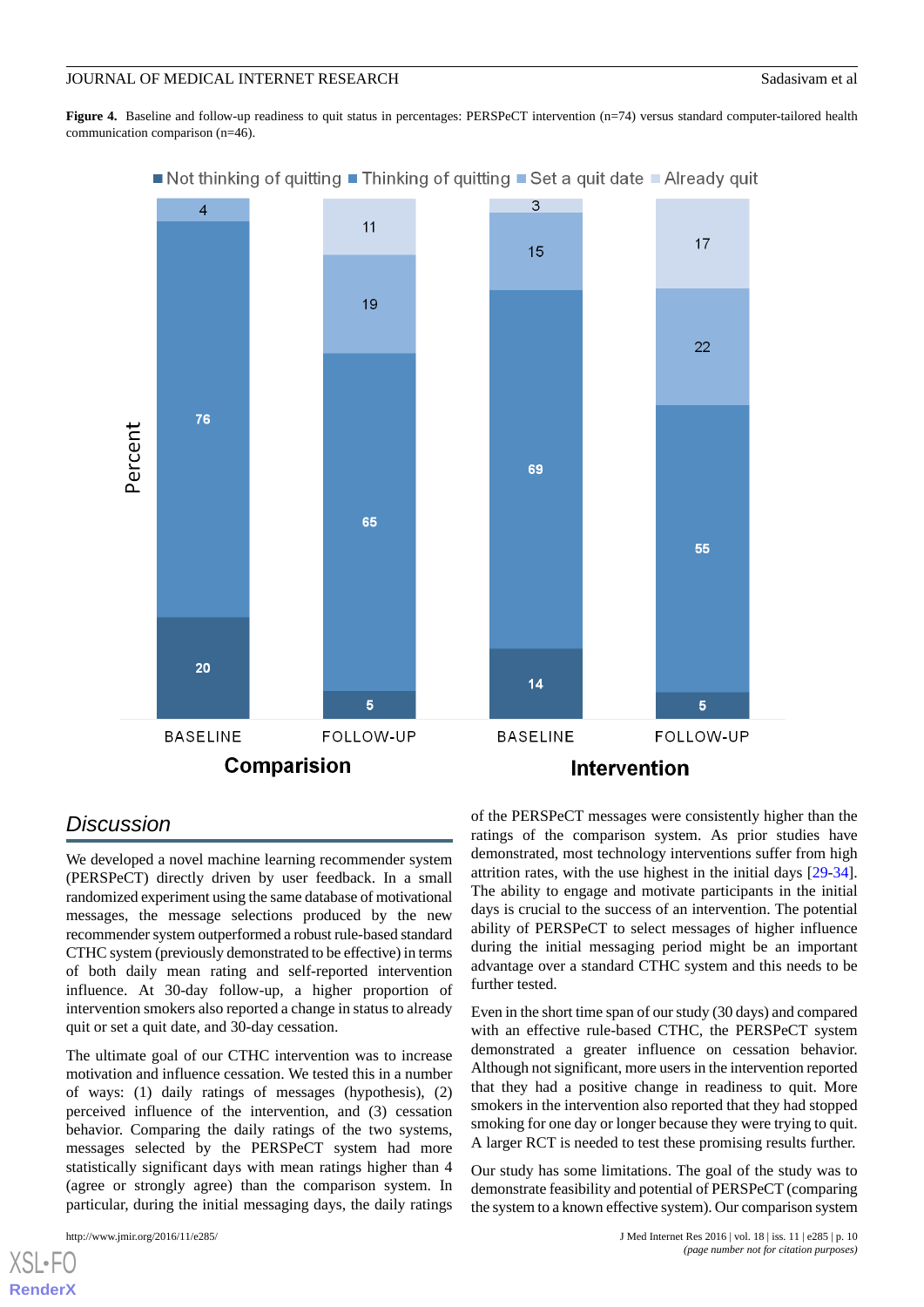**Figure 4.** Baseline and follow-up readiness to quit status in percentages: PERSPeCT intervention (n=74) versus standard computer-tailored health communication comparison (n=46).

## Discussion

We developed a novel machine learning recommender system (PERSPeCT) directly driven by user feedback. In a small randomized experiment using the same database of motivational messages, the message selections produced by the new recommender system outperformed a robust rule-based standard CTHC system (previously demonstrated to be effective) in terms of both daily mean rating and self-reported intervention influence. At 30-day follow-up, a higher proportion of intervention smokers also reported a change in status to already quit or set a quit date, and 30-day cessation.

The ultimate goal of our CTHC intervention was to increase motivation and influence cessation. We tested this in a number of ways: (1) daily ratings of messages (hypothesis), (2) perceived influence of the intervention, and (3) cessation behavior. Comparing the daily ratings of the two systems, messages selected by the PERSPeCT system had more statistically significant days with mean ratings higher than 4 (agree or strongly agree) than the comparison system. In particular, during the initial messaging days, the daily ratings of the PERSPeCT messages were consistently higher than the ratings of the comparison system. As prior studies have demonstrated, most technology interventions suffer from high attrition rates, with the use highest in the initial days [29-34]. The ability to engage and motivate participants in the initial days is crucial to the success of an intervention. The potential ability of PERSPeCT to select messages of higher influence during the initial messaging period might be an important advantage over a standard CTHC system and this needs to be further tested.

Even in the short time span of our study (30 days) and compared with an effective rule-based CTHC, the PERSPeCT system demonstrated a greater influence on cessation behavior. Although not significant, more users in the intervention reported that they had a positive change in readiness to quit. More smokers in the intervention also reported that they had stopped smoking for one day or longer because they were trying to quit. A larger RCT is needed to test these promising results further.

Our study has some limitations. The goal of the study was to demonstrate feasibility and potential of PERSPeCT (comparing the system to a known effective system). Our comparison system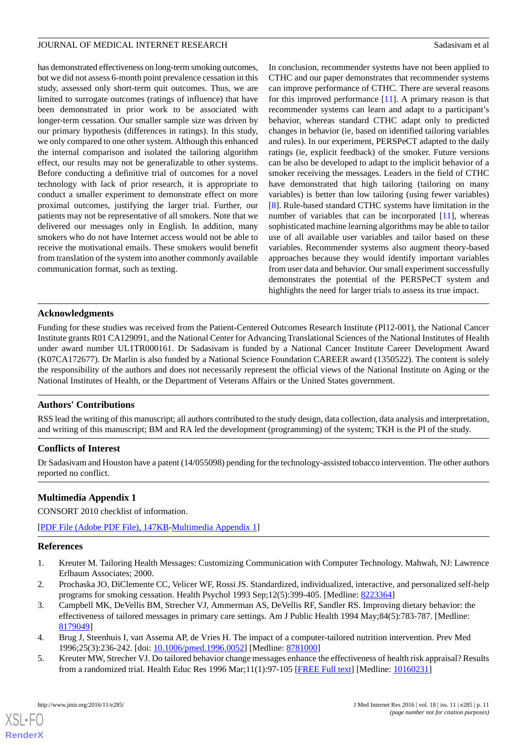has demonstrated effectiveness on long-term smoking outcomes, but we did not assess 6-month point prevalence cessation in this study, assessed only short-term quit outcomes. Thus, we are limited to surrogate outcomes (ratings of influence) that have been demonstrated in prior work to be associated with longer-term cessation. Our smaller sample size was driven by our primary hypothesis (differences in ratings). In this study, we only compared to one other system. Although this enhanced the internal comparison and isolated the tailoring algorithm effect, our results may not be generalizable to other systems. Before conducting a definitive trial of outcomes for a novel technology with lack of prior research, it is appropriate to conduct a smaller experiment to demonstrate effect on more proximal outcomes, justifying the larger trial. Further, our patients may not be representative of all smokers. Note that we delivered our messages only in English. In addition, many smokers who do not have Internet access would not be able to receive the motivational emails. These smokers would benefit from translation of the system into another commonly available communication format, such as texting.

In conclusion, recommender systems have not been applied to CTHC and our paper demonstrates that recommender systems can improve performance of CTHC. There are several reasons for this improved performance [11]. A primary reason is that recommender systems can learn and adapt to a participant's behavior, whereas standard CTHC adapt only to predicted changes in behavior (ie, based on identified tailoring variables and rules). In our experiment, PERSPeCT adapted to the daily ratings (ie, explicit feedback) of the smoker. Future versions can be also be developed to adapt to the implicit behavior of a smoker receiving the messages. Leaders in the field of CTHC have demonstrated that high tailoring (tailoring on many variables) is better than low tailoring (using fewer variables) [8]. Rule-based standard CTHC systems have limitation in the number of variables that can be incorporated [11], whereas sophisticated machine learning algorithms may be able to tailor use of all available user variables and tailor based on these variables. Recommender systems also augment theory-based approaches because they would identify important variables from user data and behavior. Our small experiment successfully demonstrates the potential of the PERSPeCT system and highlights the need for larger trials to assess its true impact.

## Acknowledgments

Funding for these studies was received from the Patient-Centered Outcomes Research Institute (PI12-001), the National Cancer Institute grants R01 CA129091, and the National Center for Advancing Translational Sciences of the National Institutes of Health under award number UL1TR000161. Dr Sadasivam is funded by a National Cancer Institute Career Development Award (K07CA172677). Dr Marlin is also funded by a National Science Foundation CAREER award (1350522). The content is solely the responsibility of the authors and does not necessarily represent the official views of the National Institute on Aging or the National Institutes of Health, or the Department of Veterans Affairs or the United States government.

## Authors' Contributions

RSS lead the writing of this manuscript; all authors contributed to the study design, data collection, data analysis and interpretation, and writing of this manuscript; BM and RA led the development (programming) of the system; TKH is the PI of the study.

## Conflicts of Interest

Dr Sadasivam and Houston have a patent (14/055098) pending for the technology-assisted tobacco intervention. The other authors reported no conflict.

## Multimedia Appendix 1

CONSORT 2010 checklist of information.

[PDF File (Adobe PDF File), 147KB-Multimedia Appendix 1]

## References

1. Kreuter M. Tailoring Health Messages: Customizing Communication with Computer Technology. Mahwah, NJ: Lawrence Erlbaum Associates; 2000.
2. Prochaska JO, DiClemente CC, Velicer WF, Rossi JS. Standardized, individualized, interactive, and personalized self-help programs for smoking cessation. Health Psychol 1993 Sep;12(5):399-405. [Medline: 8223364]
3. Campbell MK, DeVellis BM, Strecher VJ, Ammerman AS, DeVellis RF, Sandler RS. Improving dietary behavior: the effectiveness of tailored messages in primary care settings. Am J Public Health 1994 May;84(5):783-787. [Medline: 8179049]
4. Brug J, Steenhuis I, van Assema AP, de Vries H. The impact of a computer-tailored nutrition intervention. Prev Med 1996;25(3):236-242. [doi: 10.1006/pmed.1996.0052] [Medline: 8781000]
5. Kreuter MW, Strecher VJ. Do tailored behavior change messages enhance the effectiveness of health risk appraisal? Results from a randomized trial. Health Educ Res 1996 Mar;11(1):97-105 [FREE Full text] [Medline: 10160231]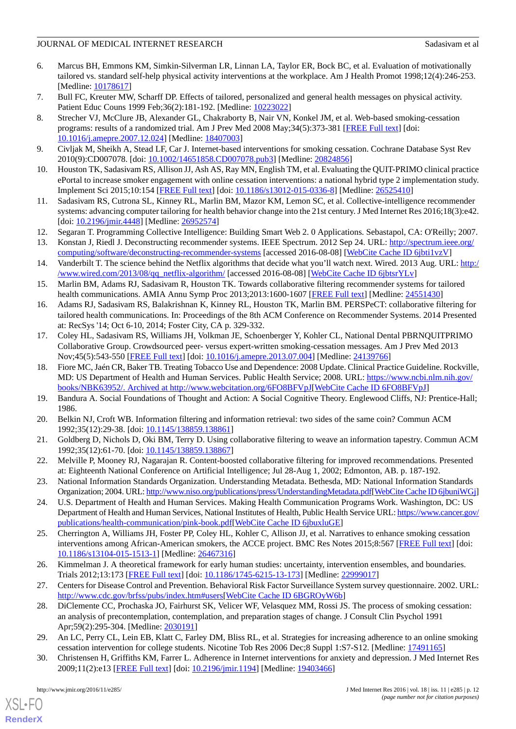6. Marcus BH, Emmons KM, Simkin-Silverman LR, Linnan LA, Taylor ER, Bock BC, et al. Evaluation of motivationally tailored vs. standard self-help physical activity interventions at the workplace. Am J Health Promot 1998;12(4):246-253. [Medline: 10178617]
7. Bull FC, Kreuter MW, Scharff DP. Effects of tailored, personalized and general health messages on physical activity. Patient Educ Couns 1999 Feb;36(2):181-192. [Medline: 10223022]
8. Strecher VJ, McClure JB, Alexander GL, Chakraborty B, Nair VN, Konkel JM, et al. Web-based smoking-cessation programs: results of a randomized trial. Am J Prev Med 2008 May;34(5):373-381 [FREE Full text] [doi: 10.1016/j.amepre.2007.12.024] [Medline: 18407003]
9. Civljak M, Sheikh A, Stead LF, Car J. Internet-based interventions for smoking cessation. Cochrane Database Syst Rev 2010(9):CD007078. [doi: 10.1002/14651858.CD007078.pub3] [Medline: 20824856]
10. Houston TK, Sadasivam RS, Allison JJ, Ash AS, Ray MN, English TM, et al. Evaluating the QUIT-PRIMO clinical practice ePortal to increase smoker engagement with online cessation interventions: a national hybrid type 2 implementation study. Implement Sci 2015;10:154 [FREE Full text] [doi: 10.1186/s13012-015-0336-8] [Medline: 26525410]
11. Sadasivam RS, Cutrona SL, Kinney RL, Marlin BM, Mazor KM, Lemon SC, et al. Collective-intelligence recommender systems: advancing computer tailoring for health behavior change into the 21st century. J Med Internet Res 2016;18(3):e42. [doi: 10.2196/jmir.4448] [Medline: 26952574]
12. Segaran T. Programming Collective Intelligence: Building Smart Web 2. 0 Applications. Sebastapol, CA: O'Reilly; 2007.
13. Konstan J, Riedl J. Deconstructing recommender systems. IEEE Spectrum. 2012 Sep 24. URL: http://spectrum.ieee.org/computing/software/deconstructing-recommender-systems [accessed 2016-08-08] [WebCite Cache ID 6jbti1vzV]
14. Vanderbilt T. The science behind the Netflix algorithms that decide what you'll watch next. Wired. 2013 Aug. URL: http://www.wired.com/2013/08/qq_netflix-algorithm/ [accessed 2016-08-08] [WebCite Cache ID 6jbtsrYLv]
15. Marlin BM, Adams RJ, Sadasivam R, Houston TK. Towards collaborative filtering recommender systems for tailored health communications. AMIA Annu Symp Proc 2013;2013:1600-1607 [FREE Full text] [Medline: 24551430]
16. Adams RJ, Sadasivam RS, Balakrishnan K, Kinney RL, Houston TK, Marlin BM. PERSPeCT: collaborative filtering for tailored health communications. In: Proceedings of the 8th ACM Conference on Recommender Systems. 2014 Presented at: RecSys '14; Oct 6-10, 2014; Foster City, CA p. 329-332.
17. Coley HL, Sadasivam RS, Williams JH, Volkman JE, Schoenberger Y, Kohler CL, National Dental PBRNQUITPRIMO Collaborative Group. Crowdsourced peer- versus expert-written smoking-cessation messages. Am J Prev Med 2013 Nov;45(5):543-550 [FREE Full text] [doi: 10.1016/j.amepre.2013.07.004] [Medline: 24139766]
18. Fiore MC, Jaén CR, Baker TB. Treating Tobacco Use and Dependence: 2008 Update. Clinical Practice Guideline. Rockville, MD: US Department of Health and Human Services. Public Health Service; 2008. URL: https://www.ncbi.nlm.nih.gov/books/NBK63952/. Archived at http://www.webcitation.org/6FO8BFVpJ[WebCite Cache ID 6FO8BFVpJ]
19. Bandura A. Social Foundations of Thought and Action: A Social Cognitive Theory. Englewood Cliffs, NJ: Prentice-Hall; 1986.
20. Belkin NJ, Croft WB. Information filtering and information retrieval: two sides of the same coin? Commun ACM 1992;35(12):29-38. [doi: 10.1145/138859.138861]
21. Goldberg D, Nichols D, Oki BM, Terry D. Using collaborative filtering to weave an information tapestry. Commun ACM 1992;35(12):61-70. [doi: 10.1145/138859.138867]
22. Melville P, Mooney RJ, Nagarajan R. Content-boosted collaborative filtering for improved recommendations. Presented at: Eighteenth National Conference on Artificial Intelligence; Jul 28-Aug 1, 2002; Edmonton, AB. p. 187-192.
23. National Information Standards Organization. Understanding Metadata. Bethesda, MD: National Information Standards Organization; 2004. URL: http://www.niso.org/publications/press/UnderstandingMetadata.pdf[WebCite Cache ID 6jbuniWGj]
24. U.S. Department of Health and Human Services. Making Health Communication Programs Work. Washington, DC: US Department of Health and Human Services, National Institutes of Health, Public Health Service URL: https://www.cancer.gov/publications/health-communication/pink-book.pdf[WebCite Cache ID 6jbuxluGE]
25. Cherrington A, Williams JH, Foster PP, Coley HL, Kohler C, Allison JJ, et al. Narratives to enhance smoking cessation interventions among African-American smokers, the ACCE project. BMC Res Notes 2015;8:567 [FREE Full text] [doi: 10.1186/s13104-015-1513-1] [Medline: 26467316]
26. Kimmelman J. A theoretical framework for early human studies: uncertainty, intervention ensembles, and boundaries. Trials 2012;13:173 [FREE Full text] [doi: 10.1186/1745-6215-13-173] [Medline: 22999017]
27. Centers for Disease Control and Prevention. Behavioral Risk Factor Surveillance System survey questionnaire. 2002. URL: http://www.cdc.gov/brfss/pubs/index.htm#users[WebCite Cache ID 6BGROyW6b]
28. DiClemente CC, Prochaska JO, Fairhurst SK, Velicer WF, Velasquez MM, Rossi JS. The process of smoking cessation: an analysis of precontemplation, contemplation, and preparation stages of change. J Consult Clin Psychol 1991 Apr;59(2):295-304. [Medline: 2030191]
29. An LC, Perry CL, Lein EB, Klatt C, Farley DM, Bliss RL, et al. Strategies for increasing adherence to an online smoking cessation intervention for college students. Nicotine Tob Res 2006 Dec;8 Suppl 1:S7-S12. [Medline: 17491165]
30. Christensen H, Griffiths KM, Farrer L. Adherence in Internet interventions for anxiety and depression. J Med Internet Res 2009;11(2):e13 [FREE Full text] [doi: 10.2196/jmir.1194] [Medline: 19403466]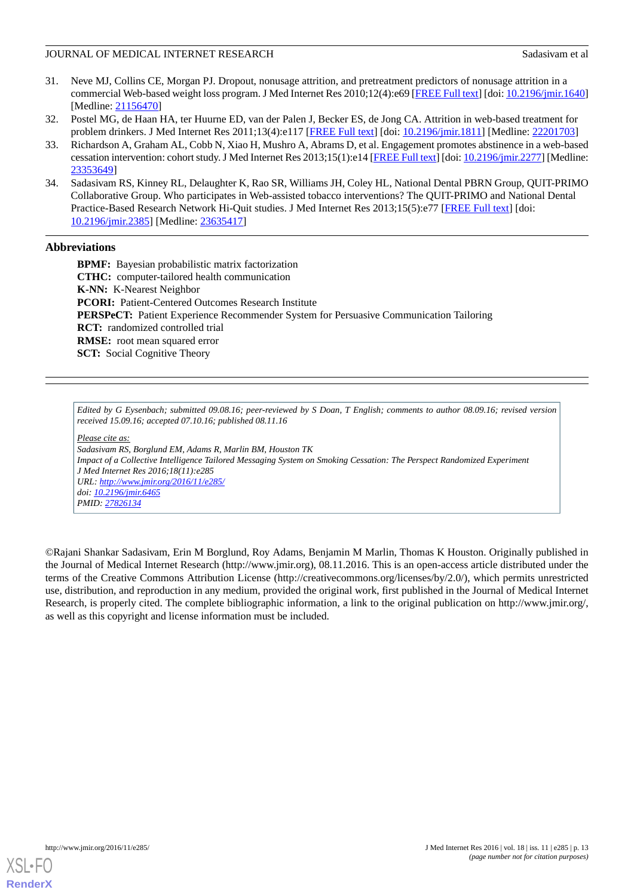31. Neve MJ, Collins CE, Morgan PJ. Dropout, nonusage attrition, and pretreatment predictors of nonusage attrition in a commercial Web-based weight loss program. J Med Internet Res 2010;12(4):e69 [FREE Full text] [doi: 10.2196/jmir.1640] [Medline: 21156470]
32. Postel MG, de Haan HA, ter Huurne ED, van der Palen J, Becker ES, de Jong CA. Attrition in web-based treatment for problem drinkers. J Med Internet Res 2011;13(4):e117 [FREE Full text] [doi: 10.2196/jmir.1811] [Medline: 22201703]
33. Richardson A, Graham AL, Cobb N, Xiao H, Mushro A, Abrams D, et al. Engagement promotes abstinence in a web-based cessation intervention: cohort study. J Med Internet Res 2013;15(1):e14 [FREE Full text] [doi: 10.2196/jmir.2277] [Medline: 23353649]
34. Sadasivam RS, Kinney RL, Delaughter K, Rao SR, Williams JH, Coley HL, National Dental PBRN Group, QUIT-PRIMO Collaborative Group. Who participates in Web-assisted tobacco interventions? The QUIT-PRIMO and National Dental Practice-Based Research Network Hi-Quit studies. J Med Internet Res 2013;15(5):e77 [FREE Full text] [doi: 10.2196/jmir.2385] [Medline: 23635417]

## Abbreviations

**BPMF:** Bayesian probabilistic matrix factorization
**CTHC:** computer-tailored health communication
**K-NN:** K-Nearest Neighbor
**PCORI:** Patient-Centered Outcomes Research Institute
**PERSPeCT:** Patient Experience Recommender System for Persuasive Communication Tailoring
**RCT:** randomized controlled trial
**RMSE:** root mean squared error
**SCT:** Social Cognitive Theory

---

*Edited by G Eysenbach; submitted 09.08.16; peer-reviewed by S Doan, T English; comments to author 08.09.16; revised version received 15.09.16; accepted 07.10.16; published 08.11.16*

*Please cite as:*
*Sadasivam RS, Borglund EM, Adams R, Marlin BM, Houston TK*
*Impact of a Collective Intelligence Tailored Messaging System on Smoking Cessation: The Perspect Randomized Experiment*
*J Med Internet Res 2016;18(11):e285*
*URL: http://www.jmir.org/2016/11/e285/*
*doi: 10.2196/jmir.6465*
*PMID: 27826134*

©Rajani Shankar Sadasivam, Erin M Borglund, Roy Adams, Benjamin M Marlin, Thomas K Houston. Originally published in the Journal of Medical Internet Research (http://www.jmir.org), 08.11.2016. This is an open-access article distributed under the terms of the Creative Commons Attribution License (http://creativecommons.org/licenses/by/2.0/), which permits unrestricted use, distribution, and reproduction in any medium, provided the original work, first published in the Journal of Medical Internet Research, is properly cited. The complete bibliographic information, a link to the original publication on http://www.jmir.org/, as well as this copyright and license information must be included.